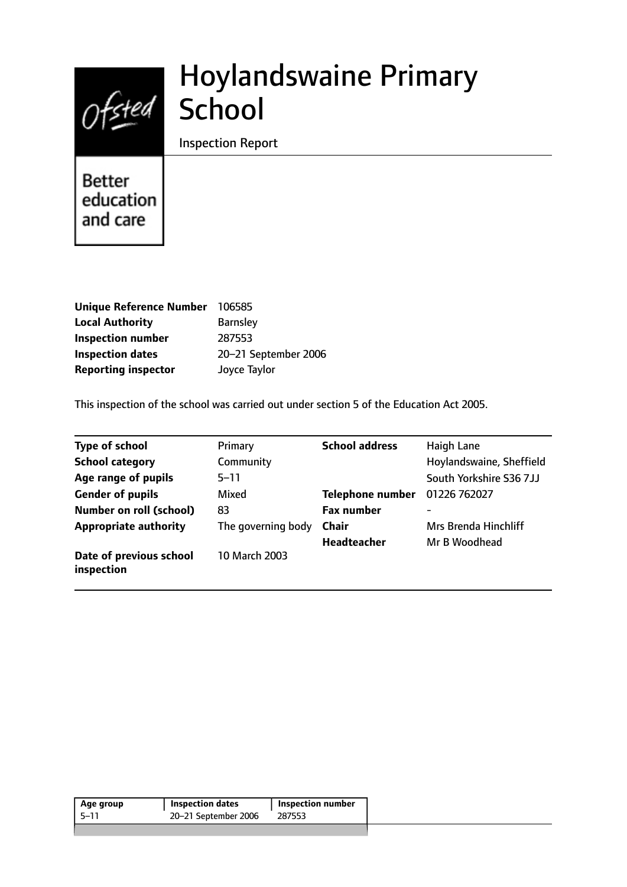# Hoylandswaine Primary School

Inspection Report

Better education and care

| | |
|---|---|
| **Unique Reference Number** | 106585 |
| **Local Authority** | Barnsley |
| **Inspection number** | 287553 |
| **Inspection dates** | 20–21 September 2006 |
| **Reporting inspector** | Joyce Taylor |

This inspection of the school was carried out under section 5 of the Education Act 2005.

| | | | |
|---|---|---|---|
| **Type of school** | Primary | **School address** | Haigh Lane |
| **School category** | Community | | Hoylandswaine, Sheffield |
| **Age range of pupils** | 5–11 | | South Yorkshire S36 7JJ |
| **Gender of pupils** | Mixed | **Telephone number** | 01226 762027 |
| **Number on roll (school)** | 83 | **Fax number** | - |
| **Appropriate authority** | The governing body | **Chair** | Mrs Brenda Hinchliff |
| | | **Headteacher** | Mr B Woodhead |
| **Date of previous school inspection** | 10 March 2003 | | |

| Age group | Inspection dates | Inspection number |
|---|---|---|
| 5–11 | 20–21 September 2006 | 287553 |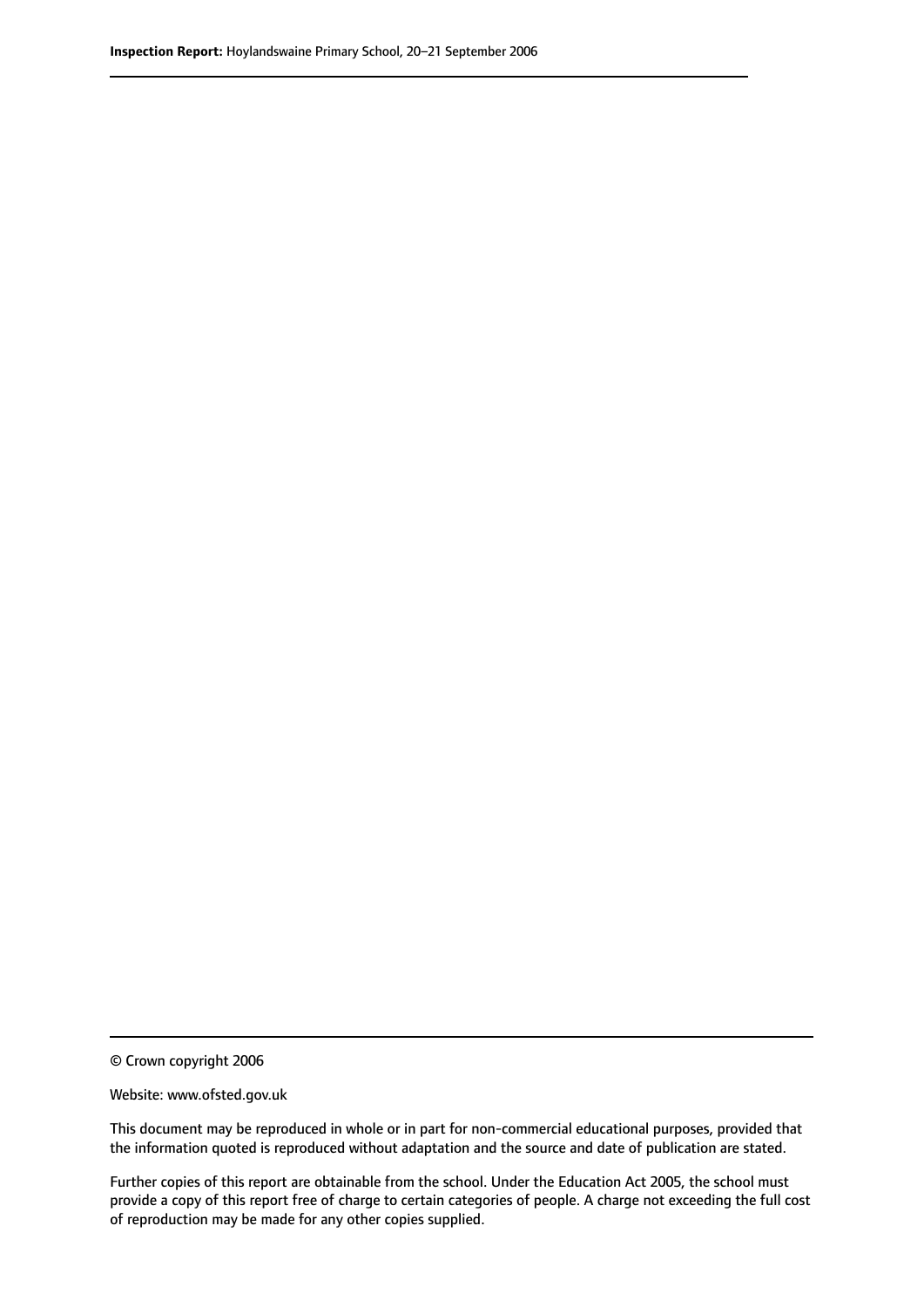© Crown copyright 2006

Website: www.ofsted.gov.uk

This document may be reproduced in whole or in part for non-commercial educational purposes, provided that the information quoted is reproduced without adaptation and the source and date of publication are stated.

Further copies of this report are obtainable from the school. Under the Education Act 2005, the school must provide a copy of this report free of charge to certain categories of people. A charge not exceeding the full cost of reproduction may be made for any other copies supplied.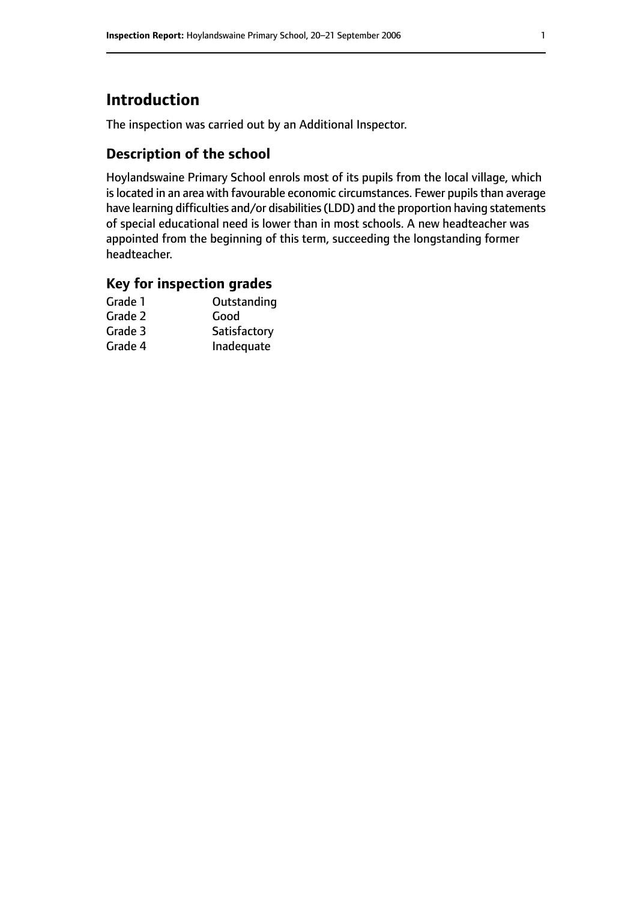# Introduction

The inspection was carried out by an Additional Inspector.

## Description of the school

Hoylandswaine Primary School enrols most of its pupils from the local village, which is located in an area with favourable economic circumstances. Fewer pupils than average have learning difficulties and/or disabilities (LDD) and the proportion having statements of special educational need is lower than in most schools. A new headteacher was appointed from the beginning of this term, succeeding the longstanding former headteacher.

## Key for inspection grades

| | |
|---|---|
| Grade 1 | Outstanding |
| Grade 2 | Good |
| Grade 3 | Satisfactory |
| Grade 4 | Inadequate |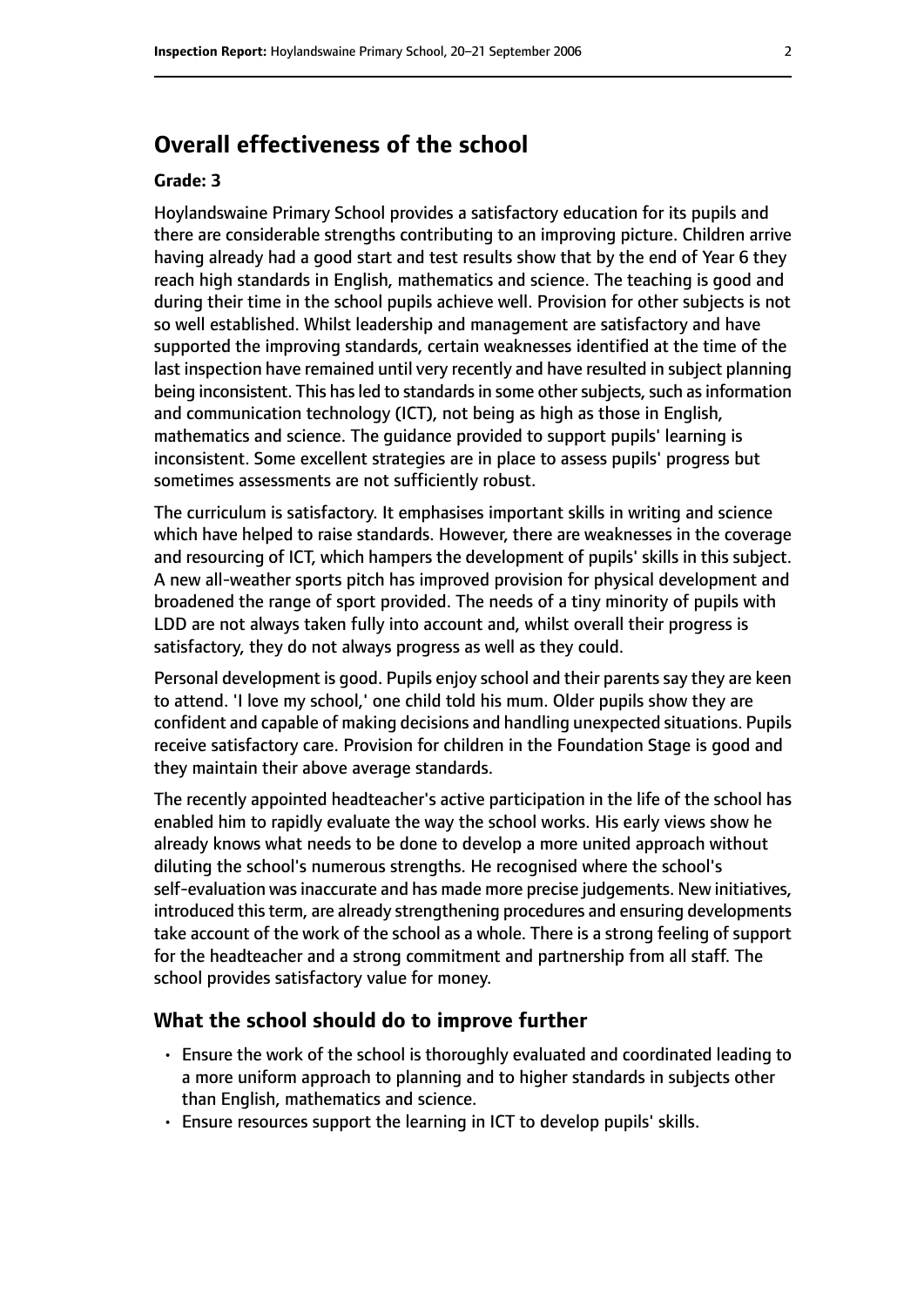## Overall effectiveness of the school

**Grade: 3**

Hoylandswaine Primary School provides a satisfactory education for its pupils and there are considerable strengths contributing to an improving picture. Children arrive having already had a good start and test results show that by the end of Year 6 they reach high standards in English, mathematics and science. The teaching is good and during their time in the school pupils achieve well. Provision for other subjects is not so well established. Whilst leadership and management are satisfactory and have supported the improving standards, certain weaknesses identified at the time of the last inspection have remained until very recently and have resulted in subject planning being inconsistent. This has led to standards in some other subjects, such as information and communication technology (ICT), not being as high as those in English, mathematics and science. The guidance provided to support pupils' learning is inconsistent. Some excellent strategies are in place to assess pupils' progress but sometimes assessments are not sufficiently robust.

The curriculum is satisfactory. It emphasises important skills in writing and science which have helped to raise standards. However, there are weaknesses in the coverage and resourcing of ICT, which hampers the development of pupils' skills in this subject. A new all-weather sports pitch has improved provision for physical development and broadened the range of sport provided. The needs of a tiny minority of pupils with LDD are not always taken fully into account and, whilst overall their progress is satisfactory, they do not always progress as well as they could.

Personal development is good. Pupils enjoy school and their parents say they are keen to attend. 'I love my school,' one child told his mum. Older pupils show they are confident and capable of making decisions and handling unexpected situations. Pupils receive satisfactory care. Provision for children in the Foundation Stage is good and they maintain their above average standards.

The recently appointed headteacher's active participation in the life of the school has enabled him to rapidly evaluate the way the school works. His early views show he already knows what needs to be done to develop a more united approach without diluting the school's numerous strengths. He recognised where the school's self-evaluation was inaccurate and has made more precise judgements. New initiatives, introduced this term, are already strengthening procedures and ensuring developments take account of the work of the school as a whole. There is a strong feeling of support for the headteacher and a strong commitment and partnership from all staff. The school provides satisfactory value for money.

### What the school should do to improve further

- Ensure the work of the school is thoroughly evaluated and coordinated leading to a more uniform approach to planning and to higher standards in subjects other than English, mathematics and science.
- Ensure resources support the learning in ICT to develop pupils' skills.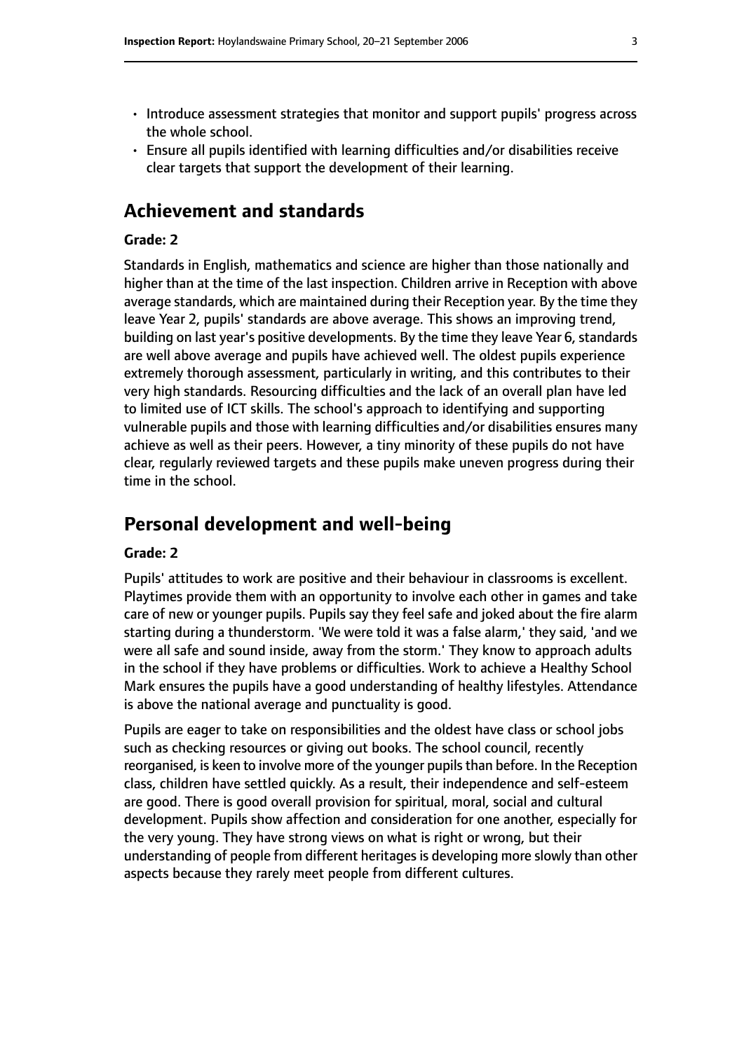- Introduce assessment strategies that monitor and support pupils' progress across the whole school.
- Ensure all pupils identified with learning difficulties and/or disabilities receive clear targets that support the development of their learning.

## Achievement and standards

#### Grade: 2

Standards in English, mathematics and science are higher than those nationally and higher than at the time of the last inspection. Children arrive in Reception with above average standards, which are maintained during their Reception year. By the time they leave Year 2, pupils' standards are above average. This shows an improving trend, building on last year's positive developments. By the time they leave Year 6, standards are well above average and pupils have achieved well. The oldest pupils experience extremely thorough assessment, particularly in writing, and this contributes to their very high standards. Resourcing difficulties and the lack of an overall plan have led to limited use of ICT skills. The school's approach to identifying and supporting vulnerable pupils and those with learning difficulties and/or disabilities ensures many achieve as well as their peers. However, a tiny minority of these pupils do not have clear, regularly reviewed targets and these pupils make uneven progress during their time in the school.

## Personal development and well-being

#### Grade: 2

Pupils' attitudes to work are positive and their behaviour in classrooms is excellent. Playtimes provide them with an opportunity to involve each other in games and take care of new or younger pupils. Pupils say they feel safe and joked about the fire alarm starting during a thunderstorm. 'We were told it was a false alarm,' they said, 'and we were all safe and sound inside, away from the storm.' They know to approach adults in the school if they have problems or difficulties. Work to achieve a Healthy School Mark ensures the pupils have a good understanding of healthy lifestyles. Attendance is above the national average and punctuality is good.

Pupils are eager to take on responsibilities and the oldest have class or school jobs such as checking resources or giving out books. The school council, recently reorganised, is keen to involve more of the younger pupils than before. In the Reception class, children have settled quickly. As a result, their independence and self-esteem are good. There is good overall provision for spiritual, moral, social and cultural development. Pupils show affection and consideration for one another, especially for the very young. They have strong views on what is right or wrong, but their understanding of people from different heritages is developing more slowly than other aspects because they rarely meet people from different cultures.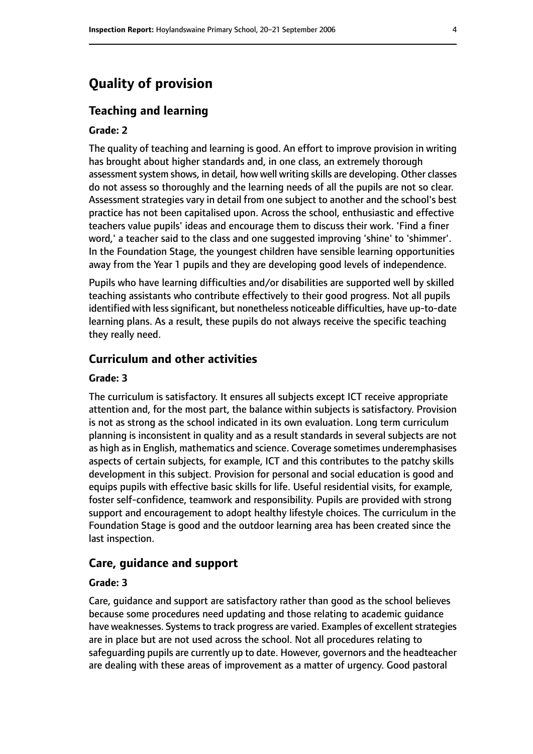# Quality of provision

## Teaching and learning

#### Grade: 2

The quality of teaching and learning is good. An effort to improve provision in writing has brought about higher standards and, in one class, an extremely thorough assessment system shows, in detail, how well writing skills are developing. Other classes do not assess so thoroughly and the learning needs of all the pupils are not so clear. Assessment strategies vary in detail from one subject to another and the school's best practice has not been capitalised upon. Across the school, enthusiastic and effective teachers value pupils' ideas and encourage them to discuss their work. 'Find a finer word,' a teacher said to the class and one suggested improving 'shine' to 'shimmer'. In the Foundation Stage, the youngest children have sensible learning opportunities away from the Year 1 pupils and they are developing good levels of independence.

Pupils who have learning difficulties and/or disabilities are supported well by skilled teaching assistants who contribute effectively to their good progress. Not all pupils identified with less significant, but nonetheless noticeable difficulties, have up-to-date learning plans. As a result, these pupils do not always receive the specific teaching they really need.

## Curriculum and other activities

#### Grade: 3

The curriculum is satisfactory. It ensures all subjects except ICT receive appropriate attention and, for the most part, the balance within subjects is satisfactory. Provision is not as strong as the school indicated in its own evaluation. Long term curriculum planning is inconsistent in quality and as a result standards in several subjects are not as high as in English, mathematics and science. Coverage sometimes underemphasises aspects of certain subjects, for example, ICT and this contributes to the patchy skills development in this subject. Provision for personal and social education is good and equips pupils with effective basic skills for life. Useful residential visits, for example, foster self-confidence, teamwork and responsibility. Pupils are provided with strong support and encouragement to adopt healthy lifestyle choices. The curriculum in the Foundation Stage is good and the outdoor learning area has been created since the last inspection.

## Care, guidance and support

#### Grade: 3

Care, guidance and support are satisfactory rather than good as the school believes because some procedures need updating and those relating to academic guidance have weaknesses. Systems to track progress are varied. Examples of excellent strategies are in place but are not used across the school. Not all procedures relating to safeguarding pupils are currently up to date. However, governors and the headteacher are dealing with these areas of improvement as a matter of urgency. Good pastoral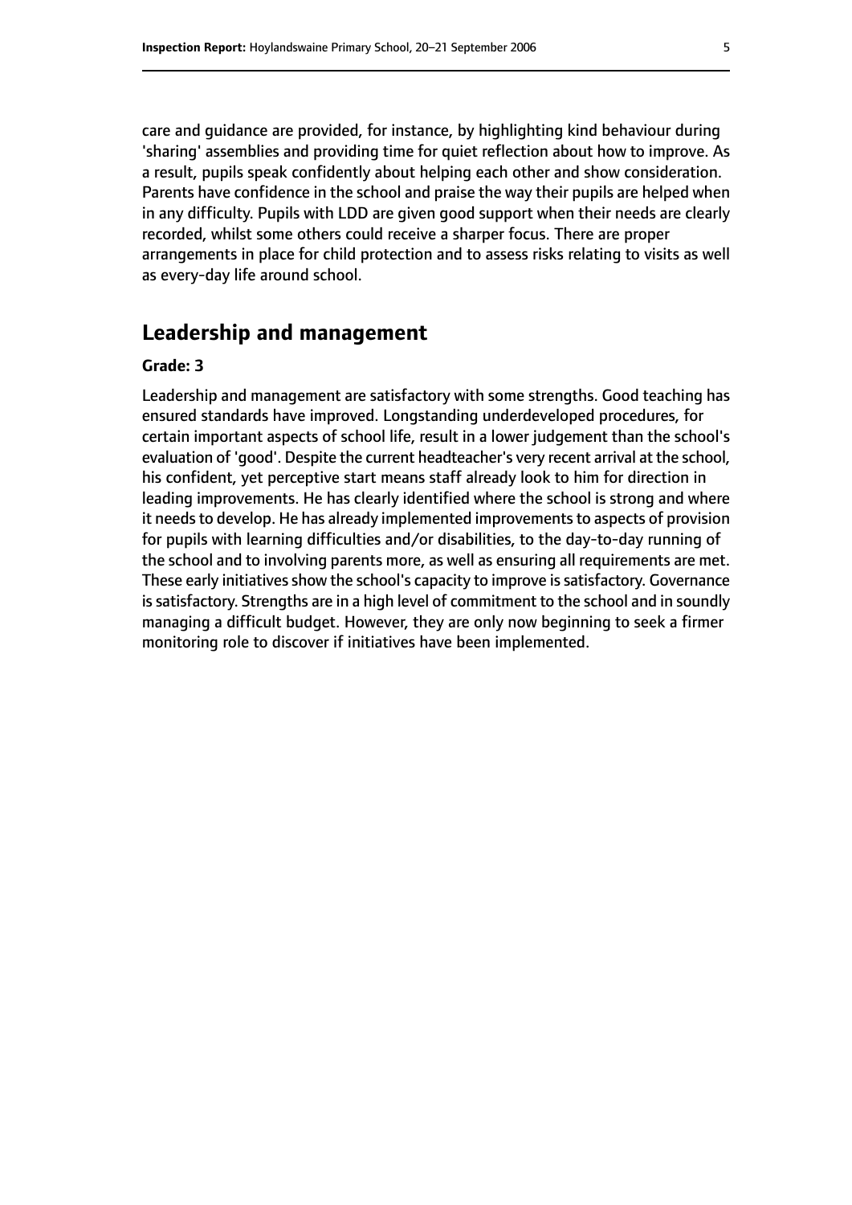care and guidance are provided, for instance, by highlighting kind behaviour during 'sharing' assemblies and providing time for quiet reflection about how to improve. As a result, pupils speak confidently about helping each other and show consideration. Parents have confidence in the school and praise the way their pupils are helped when in any difficulty. Pupils with LDD are given good support when their needs are clearly recorded, whilst some others could receive a sharper focus. There are proper arrangements in place for child protection and to assess risks relating to visits as well as every-day life around school.

## Leadership and management

**Grade: 3**

Leadership and management are satisfactory with some strengths. Good teaching has ensured standards have improved. Longstanding underdeveloped procedures, for certain important aspects of school life, result in a lower judgement than the school's evaluation of 'good'. Despite the current headteacher's very recent arrival at the school, his confident, yet perceptive start means staff already look to him for direction in leading improvements. He has clearly identified where the school is strong and where it needs to develop. He has already implemented improvements to aspects of provision for pupils with learning difficulties and/or disabilities, to the day-to-day running of the school and to involving parents more, as well as ensuring all requirements are met. These early initiatives show the school's capacity to improve is satisfactory. Governance is satisfactory. Strengths are in a high level of commitment to the school and in soundly managing a difficult budget. However, they are only now beginning to seek a firmer monitoring role to discover if initiatives have been implemented.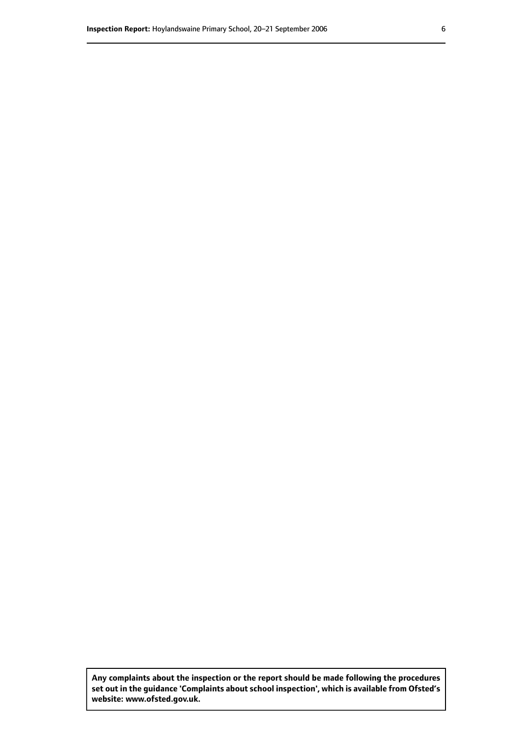**Any complaints about the inspection or the report should be made following the procedures set out in the guidance 'Complaints about school inspection', which is available from Ofsted's website: www.ofsted.gov.uk.**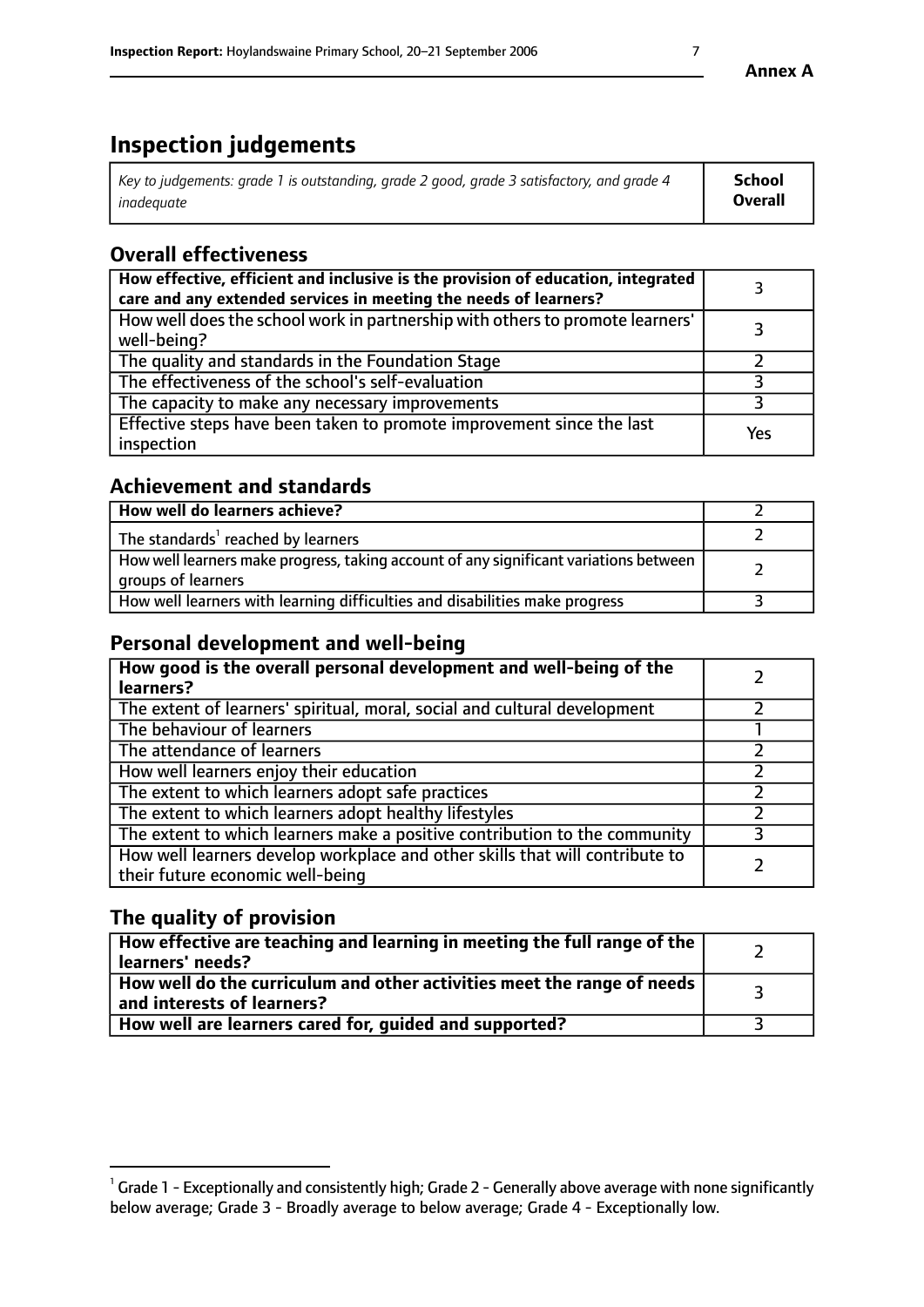**Annex A**

# Inspection judgements

| *Key to judgements: grade 1 is outstanding, grade 2 good, grade 3 satisfactory, and grade 4 inadequate* | **School Overall** |
|---|---|

## Overall effectiveness

| | |
|---|---|
| **How effective, efficient and inclusive is the provision of education, integrated care and any extended services in meeting the needs of learners?** | 3 |
| How well does the school work in partnership with others to promote learners' well-being? | 3 |
| The quality and standards in the Foundation Stage | 2 |
| The effectiveness of the school's self-evaluation | 3 |
| The capacity to make any necessary improvements | 3 |
| Effective steps have been taken to promote improvement since the last inspection | Yes |

## Achievement and standards

| | |
|---|---|
| **How well do learners achieve?** | 2 |
| The standards[1] reached by learners | 2 |
| How well learners make progress, taking account of any significant variations between groups of learners | 2 |
| How well learners with learning difficulties and disabilities make progress | 3 |

## Personal development and well-being

| | |
|---|---|
| **How good is the overall personal development and well-being of the learners?** | 2 |
| The extent of learners' spiritual, moral, social and cultural development | 2 |
| The behaviour of learners | 1 |
| The attendance of learners | 2 |
| How well learners enjoy their education | 2 |
| The extent to which learners adopt safe practices | 2 |
| The extent to which learners adopt healthy lifestyles | 2 |
| The extent to which learners make a positive contribution to the community | 3 |
| How well learners develop workplace and other skills that will contribute to their future economic well-being | 2 |

## The quality of provision

| | |
|---|---|
| **How effective are teaching and learning in meeting the full range of the learners' needs?** | 2 |
| **How well do the curriculum and other activities meet the range of needs and interests of learners?** | 3 |
| **How well are learners cared for, guided and supported?** | 3 |

[1] Grade 1 - Exceptionally and consistently high; Grade 2 - Generally above average with none significantly below average; Grade 3 - Broadly average to below average; Grade 4 - Exceptionally low.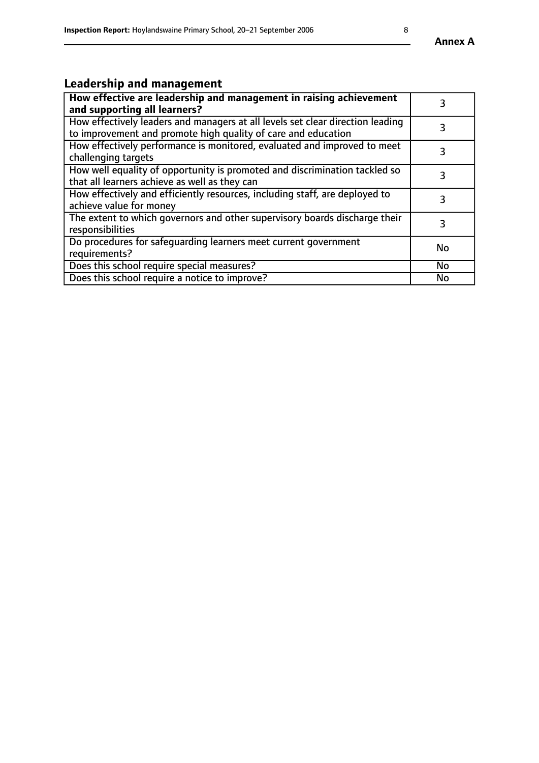## Leadership and management

| **How effective are leadership and management in raising achievement and supporting all learners?** | 3 |
|---|---|
| How effectively leaders and managers at all levels set clear direction leading to improvement and promote high quality of care and education | 3 |
| How effectively performance is monitored, evaluated and improved to meet challenging targets | 3 |
| How well equality of opportunity is promoted and discrimination tackled so that all learners achieve as well as they can | 3 |
| How effectively and efficiently resources, including staff, are deployed to achieve value for money | 3 |
| The extent to which governors and other supervisory boards discharge their responsibilities | 3 |
| Do procedures for safeguarding learners meet current government requirements? | No |
| Does this school require special measures? | No |
| Does this school require a notice to improve? | No |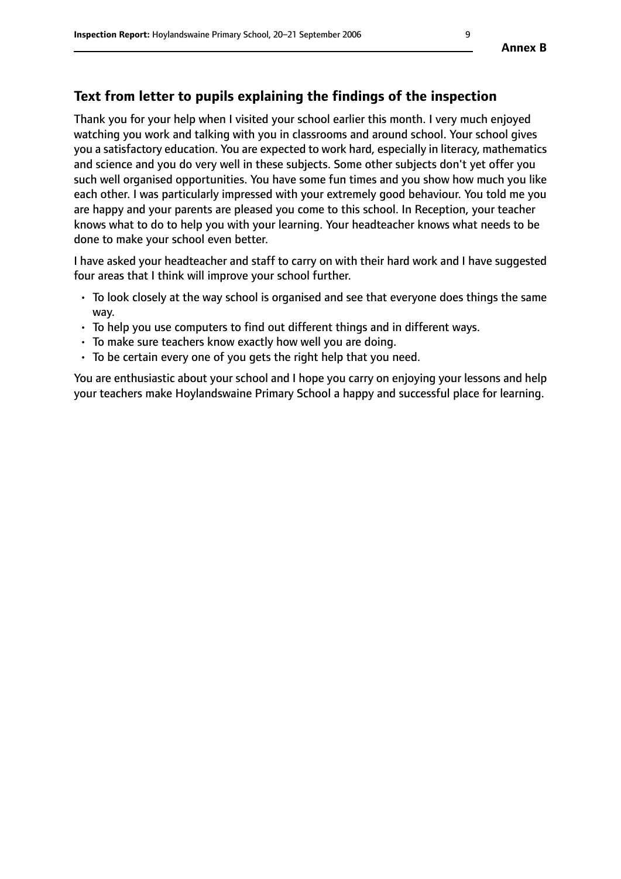## Text from letter to pupils explaining the findings of the inspection

Thank you for your help when I visited your school earlier this month. I very much enjoyed watching you work and talking with you in classrooms and around school. Your school gives you a satisfactory education. You are expected to work hard, especially in literacy, mathematics and science and you do very well in these subjects. Some other subjects don't yet offer you such well organised opportunities. You have some fun times and you show how much you like each other. I was particularly impressed with your extremely good behaviour. You told me you are happy and your parents are pleased you come to this school. In Reception, your teacher knows what to do to help you with your learning. Your headteacher knows what needs to be done to make your school even better.

I have asked your headteacher and staff to carry on with their hard work and I have suggested four areas that I think will improve your school further.

- To look closely at the way school is organised and see that everyone does things the same way.
- To help you use computers to find out different things and in different ways.
- To make sure teachers know exactly how well you are doing.
- To be certain every one of you gets the right help that you need.

You are enthusiastic about your school and I hope you carry on enjoying your lessons and help your teachers make Hoylandswaine Primary School a happy and successful place for learning.